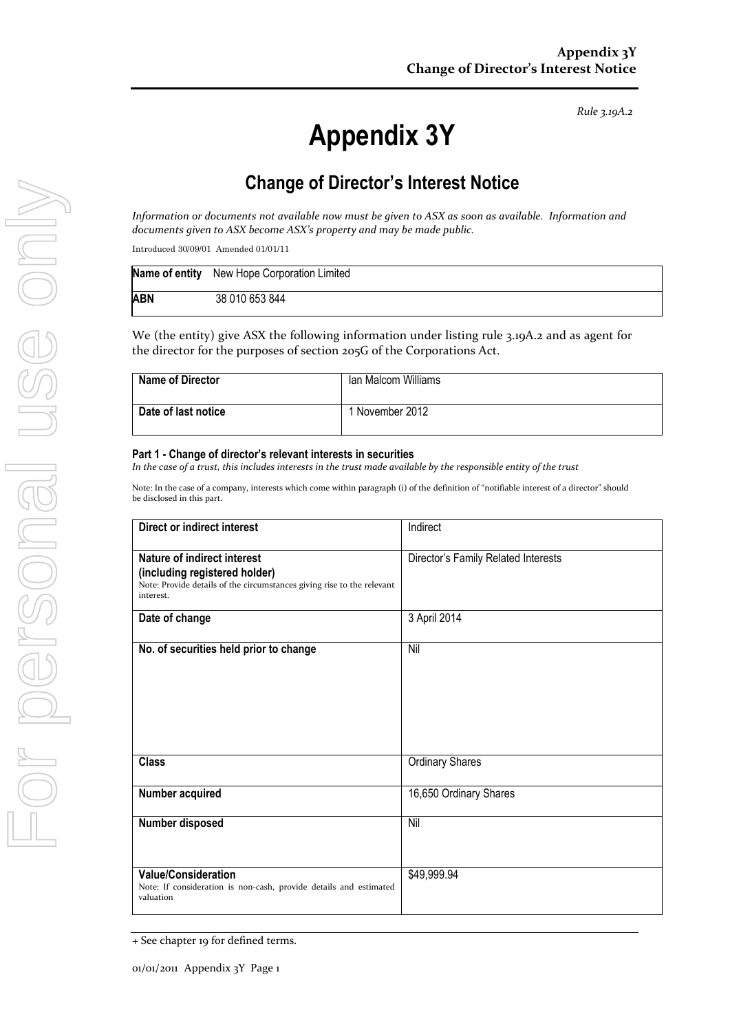*Rule 3.19A.2*

# Appendix 3Y

## Change of Director's Interest Notice

*Information or documents not available now must be given to ASX as soon as available. Information and documents given to ASX become ASX's property and may be made public.*

Introduced 30/09/01 Amended 01/01/11

| **Name of entity** | New Hope Corporation Limited |
|---|---|
| **ABN** | 38 010 653 844 |

We (the entity) give ASX the following information under listing rule 3.19A.2 and as agent for the director for the purposes of section 205G of the Corporations Act.

| **Name of Director** | Ian Malcom Williams |
|---|---|
| **Date of last notice** | 1 November 2012 |

#### Part 1 - Change of director's relevant interests in securities

*In the case of a trust, this includes interests in the trust made available by the responsible entity of the trust*

Note: In the case of a company, interests which come within paragraph (i) of the definition of "notifiable interest of a director" should be disclosed in this part.

| **Direct or indirect interest** | Indirect |
|---|---|
| **Nature of indirect interest (including registered holder)**<br>Note: Provide details of the circumstances giving rise to the relevant interest. | Director's Family Related Interests |
| **Date of change** | 3 April 2014 |
| **No. of securities held prior to change** | Nil |
| **Class** | Ordinary Shares |
| **Number acquired** | 16,650 Ordinary Shares |
| **Number disposed** | Nil |
| **Value/Consideration**<br>Note: If consideration is non-cash, provide details and estimated valuation | $49,999.94 |

+ See chapter 19 for defined terms.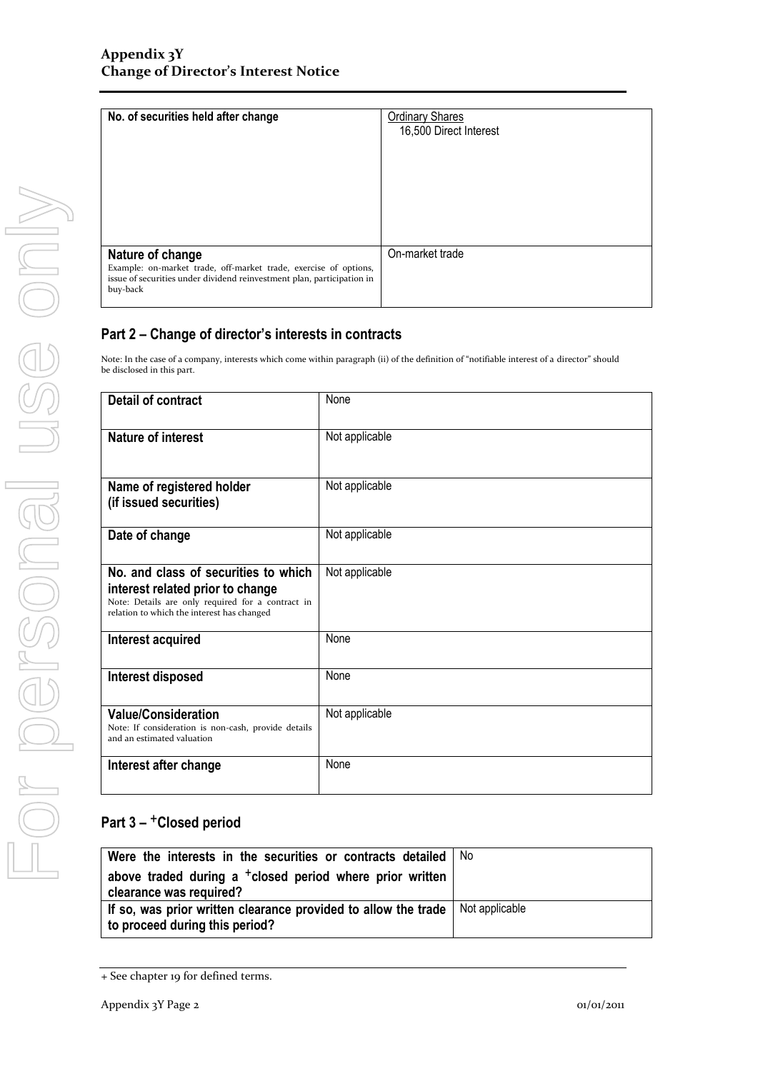| No. of securities held after change | Ordinary Shares<br>16,500 Direct Interest |
|---|---|
| **Nature of change**<br>Example: on-market trade, off-market trade, exercise of options, issue of securities under dividend reinvestment plan, participation in buy-back | On-market trade |

## Part 2 – Change of director's interests in contracts

Note: In the case of a company, interests which come within paragraph (ii) of the definition of "notifiable interest of a director" should be disclosed in this part.

| Detail of contract | None |
|---|---|
| **Nature of interest** | Not applicable |
| **Name of registered holder (if issued securities)** | Not applicable |
| **Date of change** | Not applicable |
| **No. and class of securities to which interest related prior to change**<br>Note: Details are only required for a contract in relation to which the interest has changed | Not applicable |
| **Interest acquired** | None |
| **Interest disposed** | None |
| **Value/Consideration**<br>Note: If consideration is non-cash, provide details and an estimated valuation | Not applicable |
| **Interest after change** | None |

## Part 3 – +Closed period

| Were the interests in the securities or contracts detailed above traded during a +closed period where prior written clearance was required? | No |
|---|---|
| **If so, was prior written clearance provided to allow the trade to proceed during this period?** | Not applicable |

+ See chapter 19 for defined terms.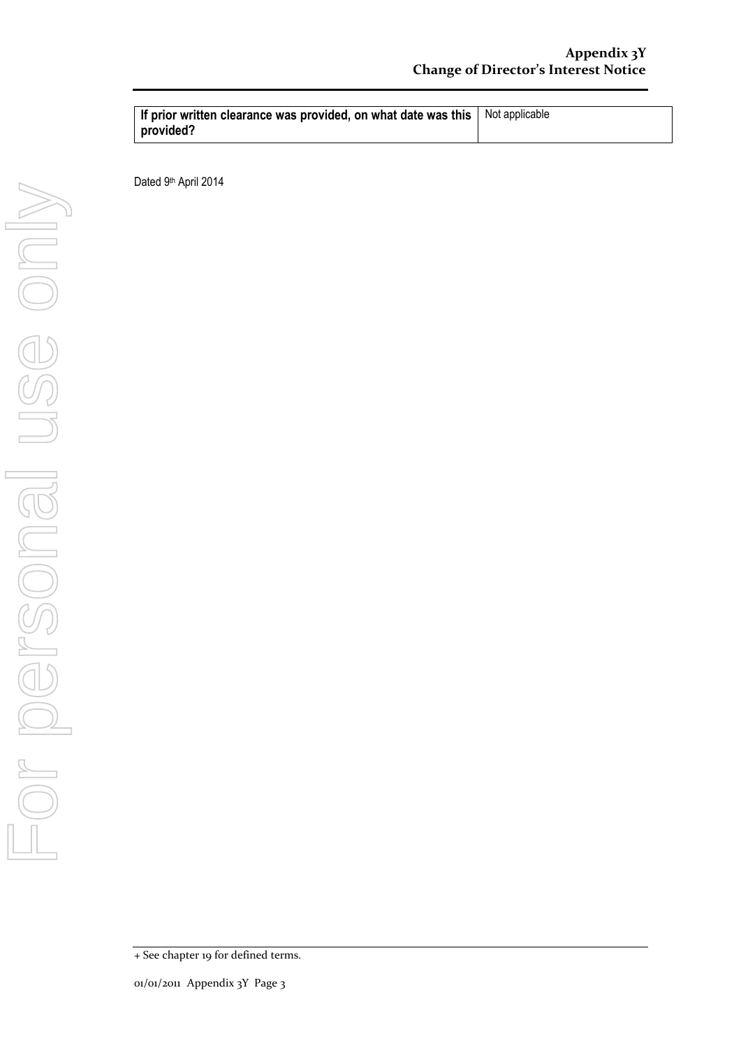| | |
|---|---|
| **If prior written clearance was provided, on what date was this provided?** | Not applicable |

Dated 9th April 2014

+ See chapter 19 for defined terms.